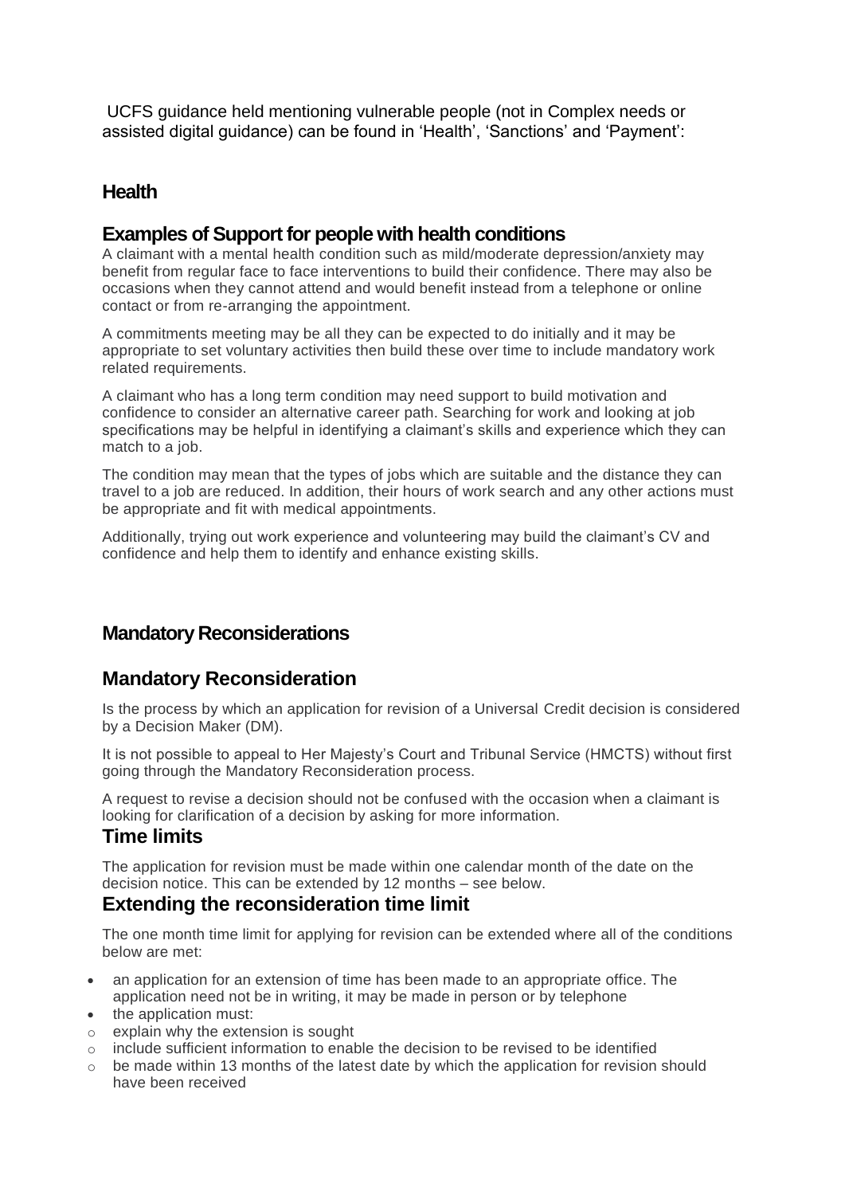UCFS guidance held mentioning vulnerable people (not in Complex needs or assisted digital guidance) can be found in 'Health', 'Sanctions' and 'Payment':

## Health

### Examples of Support for people with health conditions

A claimant with a mental health condition such as mild/moderate depression/anxiety may benefit from regular face to face interventions to build their confidence. There may also be occasions when they cannot attend and would benefit instead from a telephone or online contact or from re-arranging the appointment.

A commitments meeting may be all they can be expected to do initially and it may be appropriate to set voluntary activities then build these over time to include mandatory work related requirements.

A claimant who has a long term condition may need support to build motivation and confidence to consider an alternative career path. Searching for work and looking at job specifications may be helpful in identifying a claimant's skills and experience which they can match to a job.

The condition may mean that the types of jobs which are suitable and the distance they can travel to a job are reduced. In addition, their hours of work search and any other actions must be appropriate and fit with medical appointments.

Additionally, trying out work experience and volunteering may build the claimant's CV and confidence and help them to identify and enhance existing skills.

## Mandatory Reconsiderations

### Mandatory Reconsideration

Is the process by which an application for revision of a Universal Credit decision is considered by a Decision Maker (DM).

It is not possible to appeal to Her Majesty's Court and Tribunal Service (HMCTS) without first going through the Mandatory Reconsideration process.

A request to revise a decision should not be confused with the occasion when a claimant is looking for clarification of a decision by asking for more information.

### Time limits

The application for revision must be made within one calendar month of the date on the decision notice. This can be extended by 12 months – see below.

### Extending the reconsideration time limit

The one month time limit for applying for revision can be extended where all of the conditions below are met:

- an application for an extension of time has been made to an appropriate office. The application need not be in writing, it may be made in person or by telephone
- the application must:
  - explain why the extension is sought
  - include sufficient information to enable the decision to be revised to be identified
  - be made within 13 months of the latest date by which the application for revision should have been received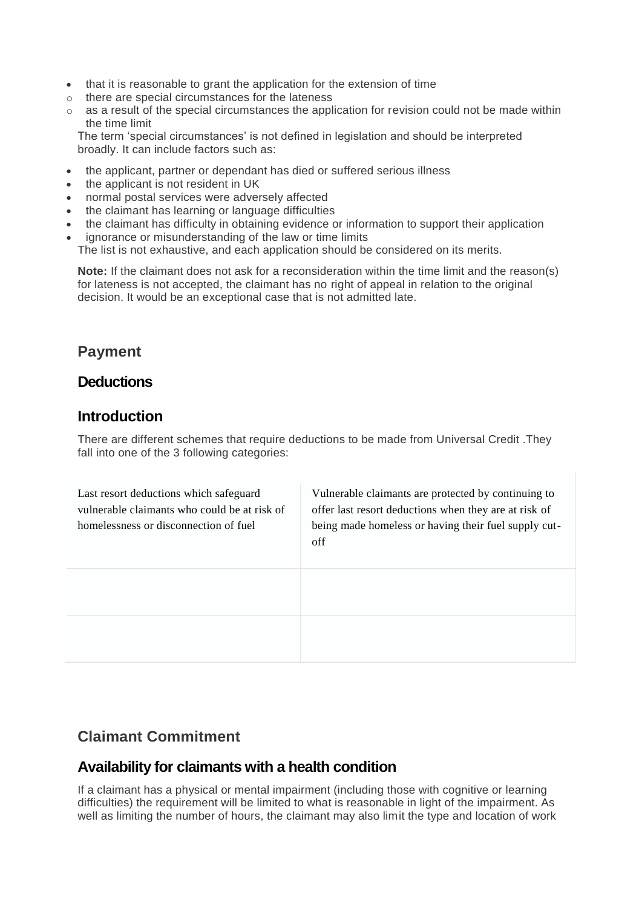- that it is reasonable to grant the application for the extension of time
  - there are special circumstances for the lateness
  - as a result of the special circumstances the application for revision could not be made within the time limit

  The term 'special circumstances' is not defined in legislation and should be interpreted broadly. It can include factors such as:

- the applicant, partner or dependant has died or suffered serious illness
- the applicant is not resident in UK
- normal postal services were adversely affected
- the claimant has learning or language difficulties
- the claimant has difficulty in obtaining evidence or information to support their application
- ignorance or misunderstanding of the law or time limits

  The list is not exhaustive, and each application should be considered on its merits.

**Note:** If the claimant does not ask for a reconsideration within the time limit and the reason(s) for lateness is not accepted, the claimant has no right of appeal in relation to the original decision. It would be an exceptional case that is not admitted late.

## Payment

### Deductions

## Introduction

There are different schemes that require deductions to be made from Universal Credit .They fall into one of the 3 following categories:

| Last resort deductions which safeguard vulnerable claimants who could be at risk of homelessness or disconnection of fuel | Vulnerable claimants are protected by continuing to offer last resort deductions when they are at risk of being made homeless or having their fuel supply cut-off |
|---|---|
| | |
| | |

## Claimant Commitment

### Availability for claimants with a health condition

If a claimant has a physical or mental impairment (including those with cognitive or learning difficulties) the requirement will be limited to what is reasonable in light of the impairment. As well as limiting the number of hours, the claimant may also limit the type and location of work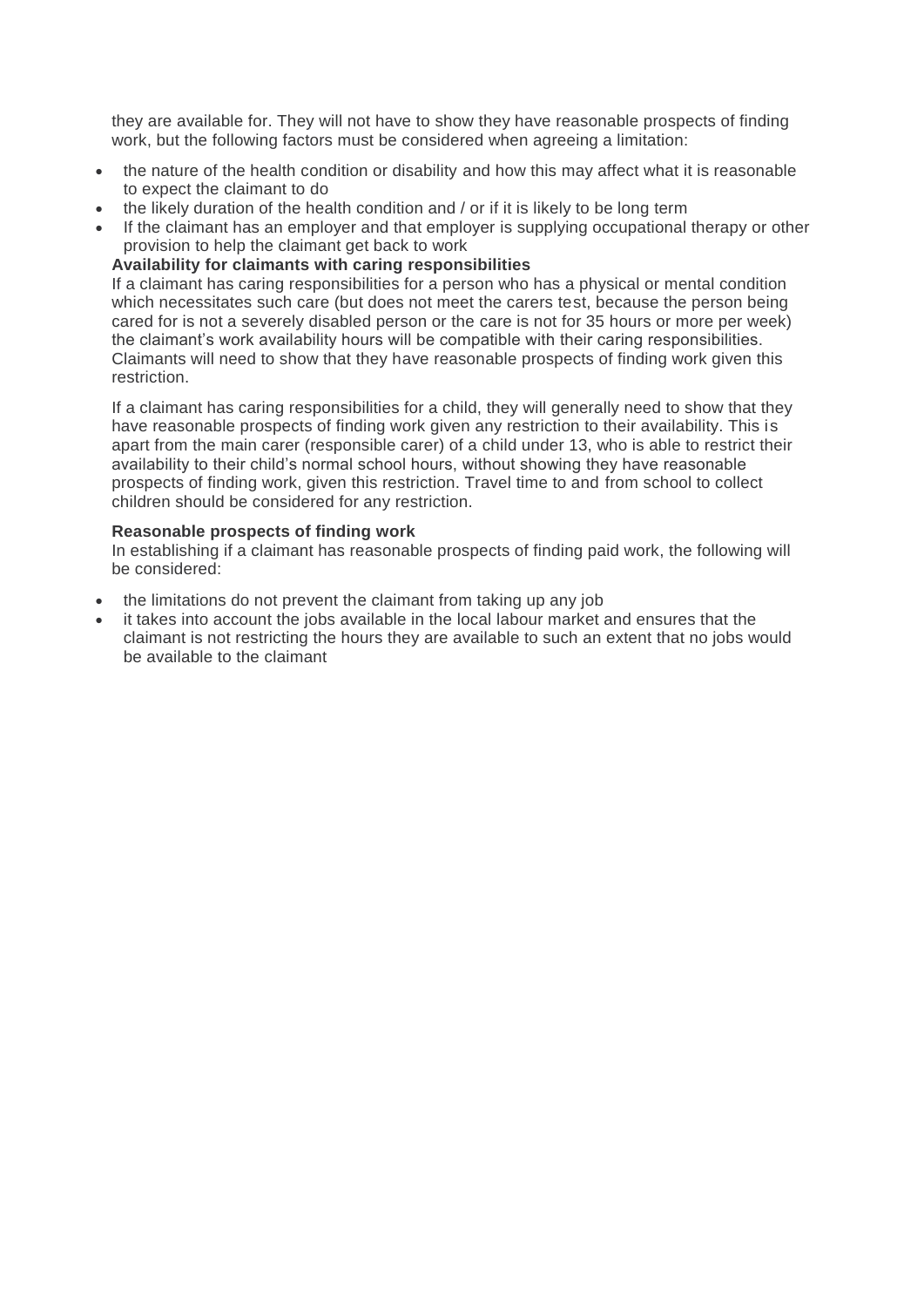they are available for. They will not have to show they have reasonable prospects of finding work, but the following factors must be considered when agreeing a limitation:

- the nature of the health condition or disability and how this may affect what it is reasonable to expect the claimant to do
- the likely duration of the health condition and / or if it is likely to be long term
- If the claimant has an employer and that employer is supplying occupational therapy or other provision to help the claimant get back to work

**Availability for claimants with caring responsibilities**

If a claimant has caring responsibilities for a person who has a physical or mental condition which necessitates such care (but does not meet the carers test, because the person being cared for is not a severely disabled person or the care is not for 35 hours or more per week) the claimant's work availability hours will be compatible with their caring responsibilities. Claimants will need to show that they have reasonable prospects of finding work given this restriction.

If a claimant has caring responsibilities for a child, they will generally need to show that they have reasonable prospects of finding work given any restriction to their availability. This is apart from the main carer (responsible carer) of a child under 13, who is able to restrict their availability to their child's normal school hours, without showing they have reasonable prospects of finding work, given this restriction. Travel time to and from school to collect children should be considered for any restriction.

**Reasonable prospects of finding work**

In establishing if a claimant has reasonable prospects of finding paid work, the following will be considered:

- the limitations do not prevent the claimant from taking up any job
- it takes into account the jobs available in the local labour market and ensures that the claimant is not restricting the hours they are available to such an extent that no jobs would be available to the claimant